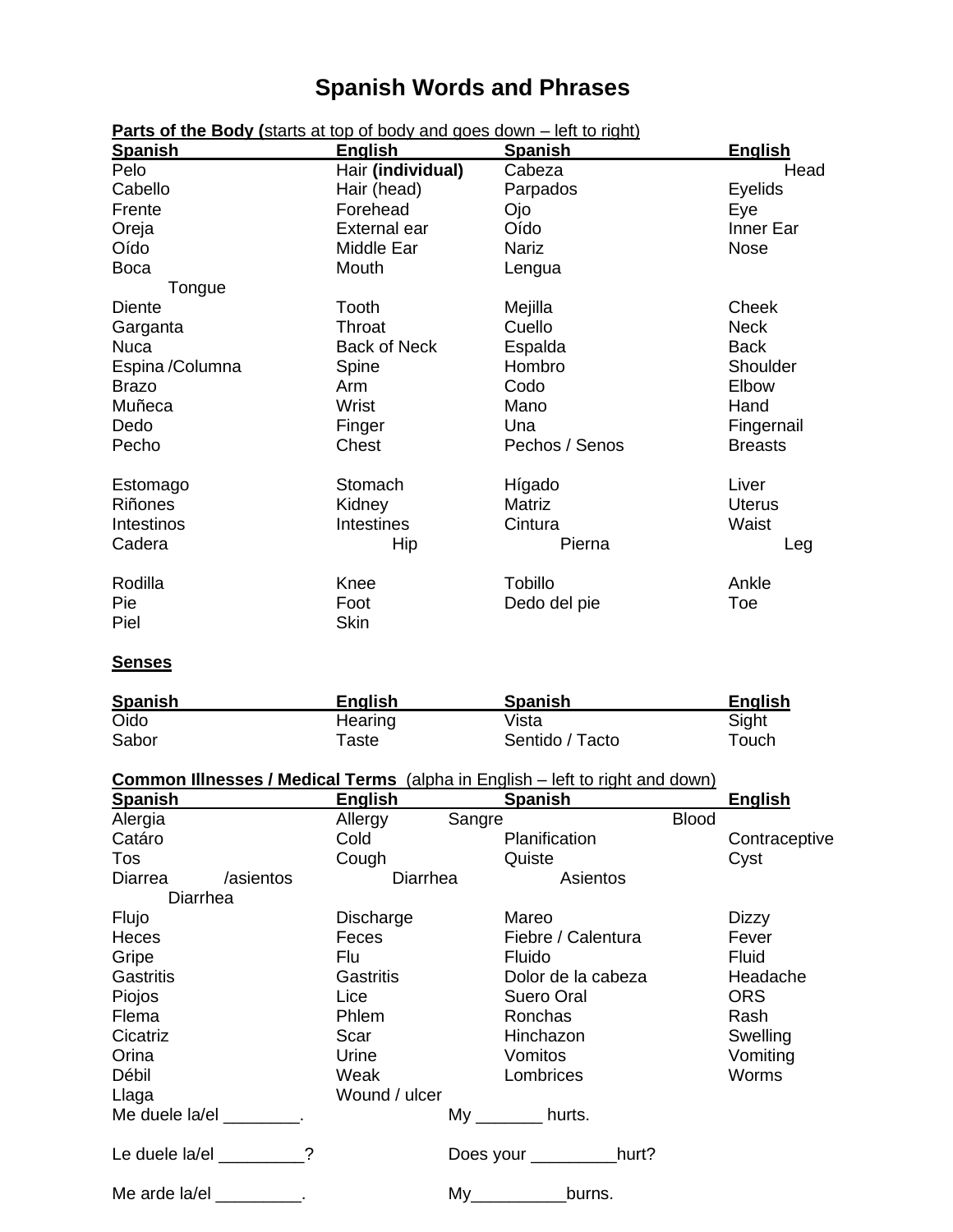# Spanish Words and Phrases

**Parts of the Body (**starts at top of body and goes down – left to right)

| Spanish | English | Spanish | English |
|---|---|---|---|
| Pelo | Hair **(individual)** | Cabeza | Head |
| Cabello | Hair (head) | Parpados | Eyelids |
| Frente | Forehead | Ojo | Eye |
| Oreja | External ear | Oído | Inner Ear |
| Oído | Middle Ear | Nariz | Nose |
| Boca | Mouth | Lengua | Tongue |
| Diente | Tooth | Mejilla | Cheek |
| Garganta | Throat | Cuello | Neck |
| Nuca | Back of Neck | Espalda | Back |
| Espina /Columna | Spine | Hombro | Shoulder |
| Brazo | Arm | Codo | Elbow |
| Muñeca | Wrist | Mano | Hand |
| Dedo | Finger | Una | Fingernail |
| Pecho | Chest | Pechos / Senos | Breasts |
| Estomago | Stomach | Hígado | Liver |
| Riñones | Kidney | Matriz | Uterus |
| Intestinos | Intestines | Cintura | Waist |
| Cadera | Hip | Pierna | Leg |
| Rodilla | Knee | Tobillo | Ankle |
| Pie | Foot | Dedo del pie | Toe |
| Piel | Skin | | |

**Senses**

| Spanish | English | Spanish | English |
|---|---|---|---|
| Oido | Hearing | Vista | Sight |
| Sabor | Taste | Sentido / Tacto | Touch |

**Common Illnesses / Medical Terms** (alpha in English – left to right and down)

| Spanish | English | Spanish | English |
|---|---|---|---|
| Alergia | Allergy | Sangre | Blood |
| Catáro | Cold | Planification | Contraceptive |
| Tos | Cough | Quiste | Cyst |
| Diarrea /asientos | Diarrhea | Asientos | Diarrhea |
| Flujo | Discharge | Mareo | Dizzy |
| Heces | Feces | Fiebre / Calentura | Fever |
| Gripe | Flu | Fluido | Fluid |
| Gastritis | Gastritis | Dolor de la cabeza | Headache |
| Piojos | Lice | Suero Oral | ORS |
| Flema | Phlem | Ronchas | Rash |
| Cicatriz | Scar | Hinchazon | Swelling |
| Orina | Urine | Vomitos | Vomiting |
| Débil | Weak | Lombrices | Worms |
| Llaga | Wound / ulcer | | |

Me duele la/el ________. My _______ hurts.

Le duele la/el _________? Does your _________hurt?

Me arde la/el _________. My__________burns.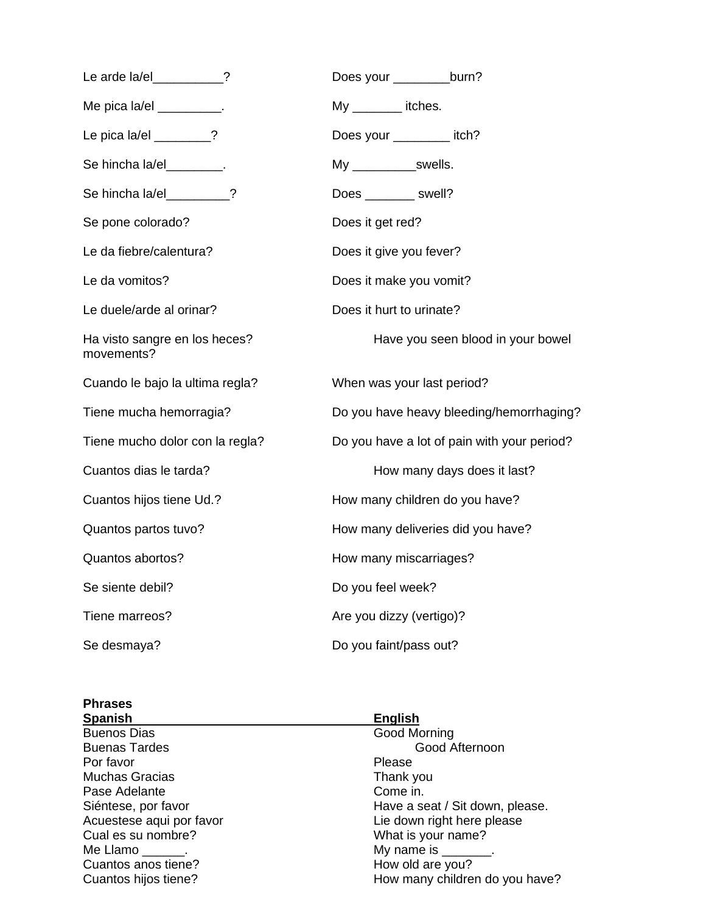| | |
|---|---|
| Le arde la/el__________? | Does your ________burn? |
| Me pica la/el _________. | My _______ itches. |
| Le pica la/el ________? | Does your ________ itch? |
| Se hincha la/el________. | My _________swells. |
| Se hincha la/el_________? | Does _______ swell? |
| Se pone colorado? | Does it get red? |
| Le da fiebre/calentura? | Does it give you fever? |
| Le da vomitos? | Does it make you vomit? |
| Le duele/arde al orinar? | Does it hurt to urinate? |
| Ha visto sangre en los heces? | Have you seen blood in your bowel movements? |
| Cuando le bajo la ultima regla? | When was your last period? |
| Tiene mucha hemorragia? | Do you have heavy bleeding/hemorrhaging? |
| Tiene mucho dolor con la regla? | Do you have a lot of pain with your period? |
| Cuantos dias le tarda? | How many days does it last? |
| Cuantos hijos tiene Ud.? | How many children do you have? |
| Quantos partos tuvo? | How many deliveries did you have? |
| Quantos abortos? | How many miscarriages? |
| Se siente debil? | Do you feel week? |
| Tiene marreos? | Are you dizzy (vertigo)? |
| Se desmaya? | Do you faint/pass out? |

**Phrases**

| **Spanish** | **English** |
|---|---|
| Buenos Dias | Good Morning |
| Buenas Tardes | Good Afternoon |
| Por favor | Please |
| Muchas Gracias | Thank you |
| Pase Adelante | Come in. |
| Siéntese, por favor | Have a seat / Sit down, please. |
| Acuestese aqui por favor | Lie down right here please |
| Cual es su nombre? | What is your name? |
| Me Llamo ______. | My name is _______. |
| Cuantos anos tiene? | How old are you? |
| Cuantos hijos tiene? | How many children do you have? |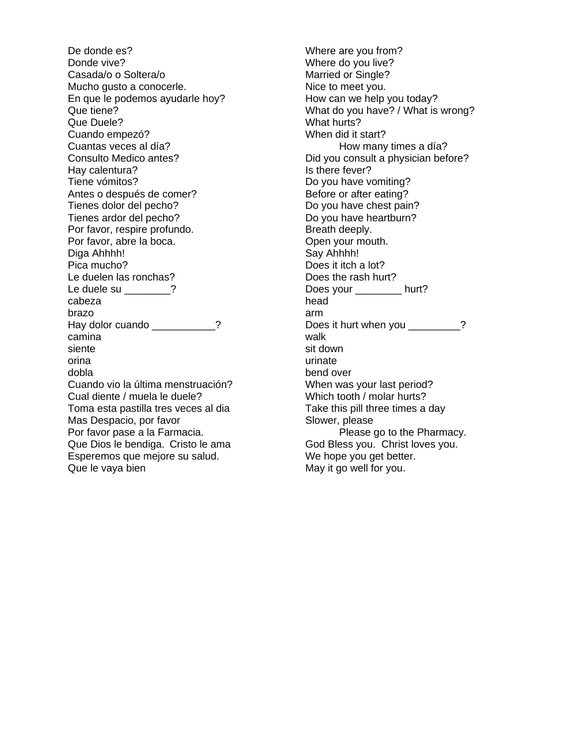| | |
|---|---|
| De donde es? | Where are you from? |
| Donde vive? | Where do you live? |
| Casada/o o Soltera/o | Married or Single? |
| Mucho gusto a conocerle. | Nice to meet you. |
| En que le podemos ayudarle hoy? | How can we help you today? |
| Que tiene? | What do you have? / What is wrong? |
| Que Duele? | What hurts? |
| Cuando empezó? | When did it start? |
| Cuantas veces al día? | How many times a día? |
| Consulto Medico antes? | Did you consult a physician before? |
| Hay calentura? | Is there fever? |
| Tiene vómitos? | Do you have vomiting? |
| Antes o después de comer? | Before or after eating? |
| Tienes dolor del pecho? | Do you have chest pain? |
| Tienes ardor del pecho? | Do you have heartburn? |
| Por favor, respire profundo. | Breath deeply. |
| Por favor, abre la boca. | Open your mouth. |
| Diga Ahhhh! | Say Ahhhh! |
| Pica mucho? | Does it itch a lot? |
| Le duelen las ronchas? | Does the rash hurt? |
| Le duele su ________? | Does your ________ hurt? |
| cabeza | head |
| brazo | arm |
| Hay dolor cuando ___________? | Does it hurt when you _________? |
| camina | walk |
| siente | sit down |
| orina | urinate |
| dobla | bend over |
| Cuando vio la última menstruación? | When was your last period? |
| Cual diente / muela le duele? | Which tooth / molar hurts? |
| Toma esta pastilla tres veces al dia | Take this pill three times a day |
| Mas Despacio, por favor | Slower, please |
| Por favor pase a la Farmacia. | Please go to the Pharmacy. |
| Que Dios le bendiga. Cristo le ama | God Bless you. Christ loves you. |
| Esperemos que mejore su salud. | We hope you get better. |
| Que le vaya bien | May it go well for you. |